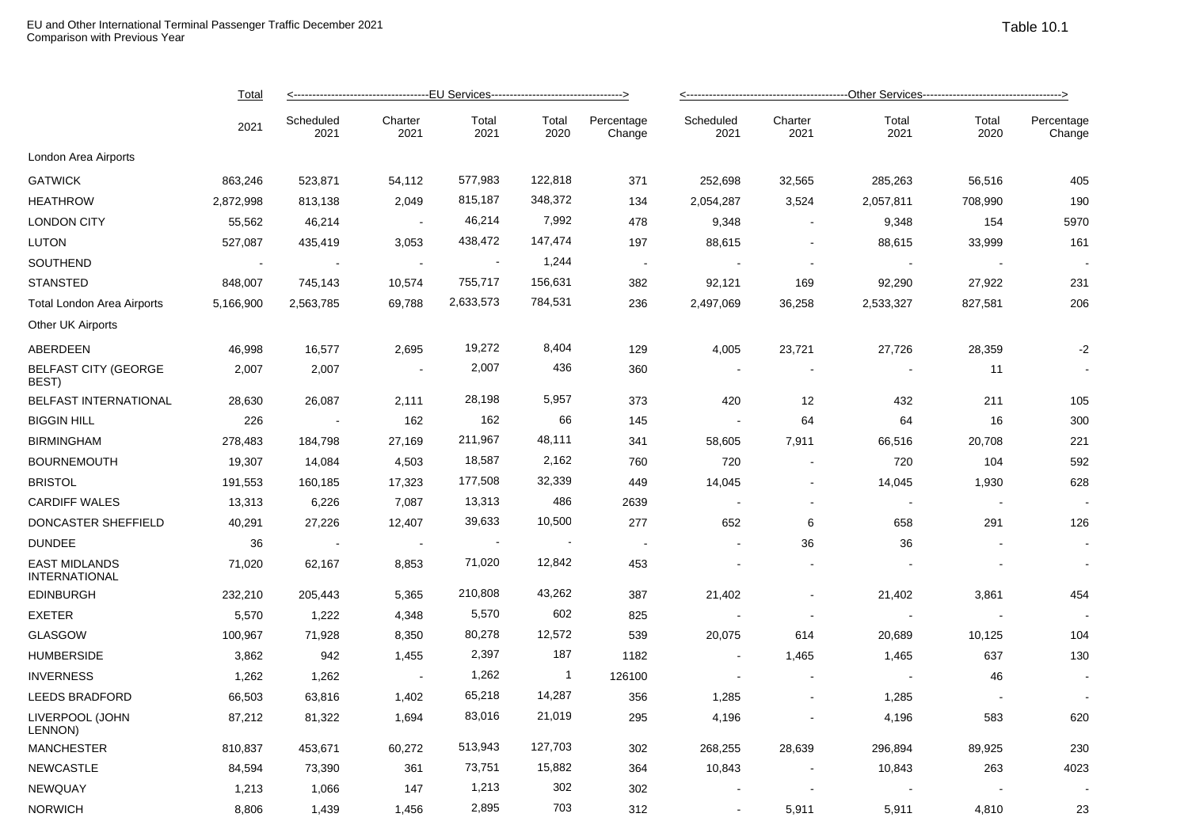EU and Other International Terminal Passenger Traffic December 2021
Comparison with Previous Year

Table 10.1

| | Total | EU Services | | | | | Other Services | | | | |
|---|---|---|---|---|---|---|---|---|---|---|---|
| | 2021 | Scheduled 2021 | Charter 2021 | Total 2021 | Total 2020 | Percentage Change | Scheduled 2021 | Charter 2021 | Total 2021 | Total 2020 | Percentage Change |
| London Area Airports | | | | | | | | | | | |
| GATWICK | 863,246 | 523,871 | 54,112 | 577,983 | 122,818 | 371 | 252,698 | 32,565 | 285,263 | 56,516 | 405 |
| HEATHROW | 2,872,998 | 813,138 | 2,049 | 815,187 | 348,372 | 134 | 2,054,287 | 3,524 | 2,057,811 | 708,990 | 190 |
| LONDON CITY | 55,562 | 46,214 | - | 46,214 | 7,992 | 478 | 9,348 | - | 9,348 | 154 | 5970 |
| LUTON | 527,087 | 435,419 | 3,053 | 438,472 | 147,474 | 197 | 88,615 | - | 88,615 | 33,999 | 161 |
| SOUTHEND | - | - | - | - | 1,244 | - | - | - | - | - | - |
| STANSTED | 848,007 | 745,143 | 10,574 | 755,717 | 156,631 | 382 | 92,121 | 169 | 92,290 | 27,922 | 231 |
| Total London Area Airports | 5,166,900 | 2,563,785 | 69,788 | 2,633,573 | 784,531 | 236 | 2,497,069 | 36,258 | 2,533,327 | 827,581 | 206 |
| Other UK Airports | | | | | | | | | | | |
| ABERDEEN | 46,998 | 16,577 | 2,695 | 19,272 | 8,404 | 129 | 4,005 | 23,721 | 27,726 | 28,359 | -2 |
| BELFAST CITY (GEORGE BEST) | 2,007 | 2,007 | - | 2,007 | 436 | 360 | - | - | - | 11 | - |
| BELFAST INTERNATIONAL | 28,630 | 26,087 | 2,111 | 28,198 | 5,957 | 373 | 420 | 12 | 432 | 211 | 105 |
| BIGGIN HILL | 226 | - | 162 | 162 | 66 | 145 | - | 64 | 64 | 16 | 300 |
| BIRMINGHAM | 278,483 | 184,798 | 27,169 | 211,967 | 48,111 | 341 | 58,605 | 7,911 | 66,516 | 20,708 | 221 |
| BOURNEMOUTH | 19,307 | 14,084 | 4,503 | 18,587 | 2,162 | 760 | 720 | - | 720 | 104 | 592 |
| BRISTOL | 191,553 | 160,185 | 17,323 | 177,508 | 32,339 | 449 | 14,045 | - | 14,045 | 1,930 | 628 |
| CARDIFF WALES | 13,313 | 6,226 | 7,087 | 13,313 | 486 | 2639 | - | - | - | - | - |
| DONCASTER SHEFFIELD | 40,291 | 27,226 | 12,407 | 39,633 | 10,500 | 277 | 652 | 6 | 658 | 291 | 126 |
| DUNDEE | 36 | - | - | - | - | - | - | 36 | 36 | - | - |
| EAST MIDLANDS INTERNATIONAL | 71,020 | 62,167 | 8,853 | 71,020 | 12,842 | 453 | - | - | - | - | - |
| EDINBURGH | 232,210 | 205,443 | 5,365 | 210,808 | 43,262 | 387 | 21,402 | - | 21,402 | 3,861 | 454 |
| EXETER | 5,570 | 1,222 | 4,348 | 5,570 | 602 | 825 | - | - | - | - | - |
| GLASGOW | 100,967 | 71,928 | 8,350 | 80,278 | 12,572 | 539 | 20,075 | 614 | 20,689 | 10,125 | 104 |
| HUMBERSIDE | 3,862 | 942 | 1,455 | 2,397 | 187 | 1182 | - | 1,465 | 1,465 | 637 | 130 |
| INVERNESS | 1,262 | 1,262 | - | 1,262 | 1 | 126100 | - | - | - | 46 | - |
| LEEDS BRADFORD | 66,503 | 63,816 | 1,402 | 65,218 | 14,287 | 356 | 1,285 | - | 1,285 | - | - |
| LIVERPOOL (JOHN LENNON) | 87,212 | 81,322 | 1,694 | 83,016 | 21,019 | 295 | 4,196 | - | 4,196 | 583 | 620 |
| MANCHESTER | 810,837 | 453,671 | 60,272 | 513,943 | 127,703 | 302 | 268,255 | 28,639 | 296,894 | 89,925 | 230 |
| NEWCASTLE | 84,594 | 73,390 | 361 | 73,751 | 15,882 | 364 | 10,843 | - | 10,843 | 263 | 4023 |
| NEWQUAY | 1,213 | 1,066 | 147 | 1,213 | 302 | 302 | - | - | - | - | - |
| NORWICH | 8,806 | 1,439 | 1,456 | 2,895 | 703 | 312 | - | 5,911 | 5,911 | 4,810 | 23 |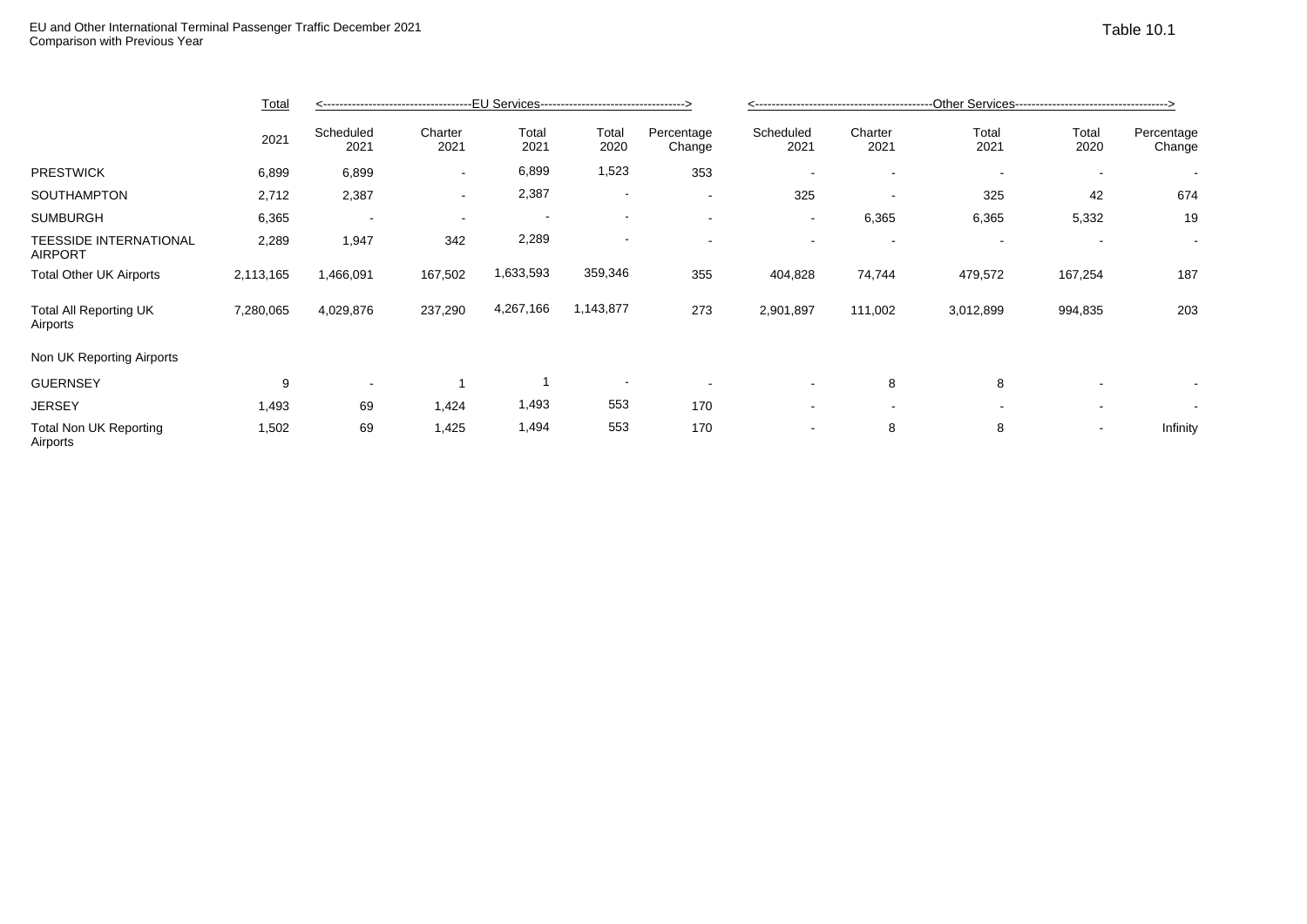EU and Other International Terminal Passenger Traffic December 2021
Comparison with Previous Year

Table 10.1

| | Total | <-----EU Services-----> | | | | | <-----Other Services-----> | | | | |
|---|---|---|---|---|---|---|---|---|---|---|---|
| | 2021 | Scheduled 2021 | Charter 2021 | Total 2021 | Total 2020 | Percentage Change | Scheduled 2021 | Charter 2021 | Total 2021 | Total 2020 | Percentage Change |
| PRESTWICK | 6,899 | 6,899 | - | 6,899 | 1,523 | 353 | - | - | - | - | - |
| SOUTHAMPTON | 2,712 | 2,387 | - | 2,387 | - | - | 325 | - | 325 | 42 | 674 |
| SUMBURGH | 6,365 | - | - | - | - | - | - | 6,365 | 6,365 | 5,332 | 19 |
| TEESSIDE INTERNATIONAL AIRPORT | 2,289 | 1,947 | 342 | 2,289 | - | - | - | - | - | - | - |
| Total Other UK Airports | 2,113,165 | 1,466,091 | 167,502 | 1,633,593 | 359,346 | 355 | 404,828 | 74,744 | 479,572 | 167,254 | 187 |
| Total All Reporting UK Airports | 7,280,065 | 4,029,876 | 237,290 | 4,267,166 | 1,143,877 | 273 | 2,901,897 | 111,002 | 3,012,899 | 994,835 | 203 |
| Non UK Reporting Airports | | | | | | | | | | | |
| GUERNSEY | 9 | - | 1 | 1 | - | - | - | 8 | 8 | - | - |
| JERSEY | 1,493 | 69 | 1,424 | 1,493 | 553 | 170 | - | - | - | - | - |
| Total Non UK Reporting Airports | 1,502 | 69 | 1,425 | 1,494 | 553 | 170 | - | 8 | 8 | - | Infinity |